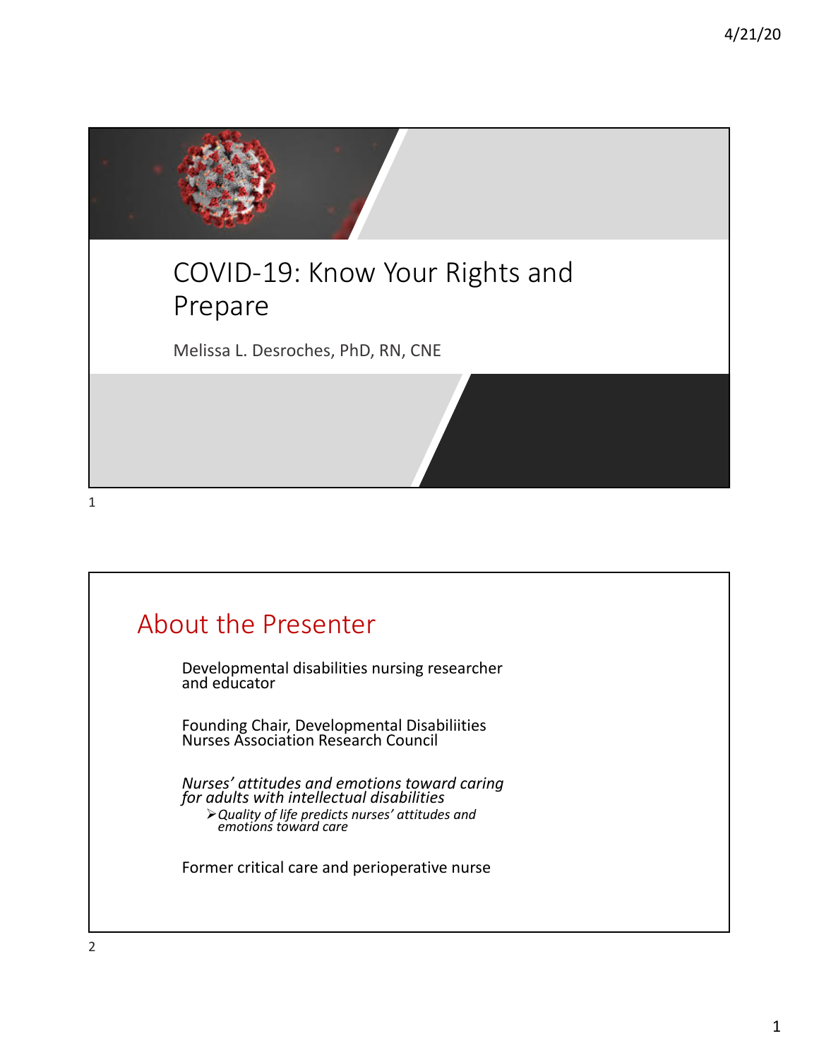# COVID-19: Know Your Rights and Prepare

Melissa L. Desroches, PhD, RN, CNE

## About the Presenter

Developmental disabilities nursing researcher and educator

Founding Chair, Developmental Disabiliities Nurses Association Research Council

*Nurses' attitudes and emotions toward caring for adults with intellectual disabilities*

- *Quality of life predicts nurses' attitudes and emotions toward care*

Former critical care and perioperative nurse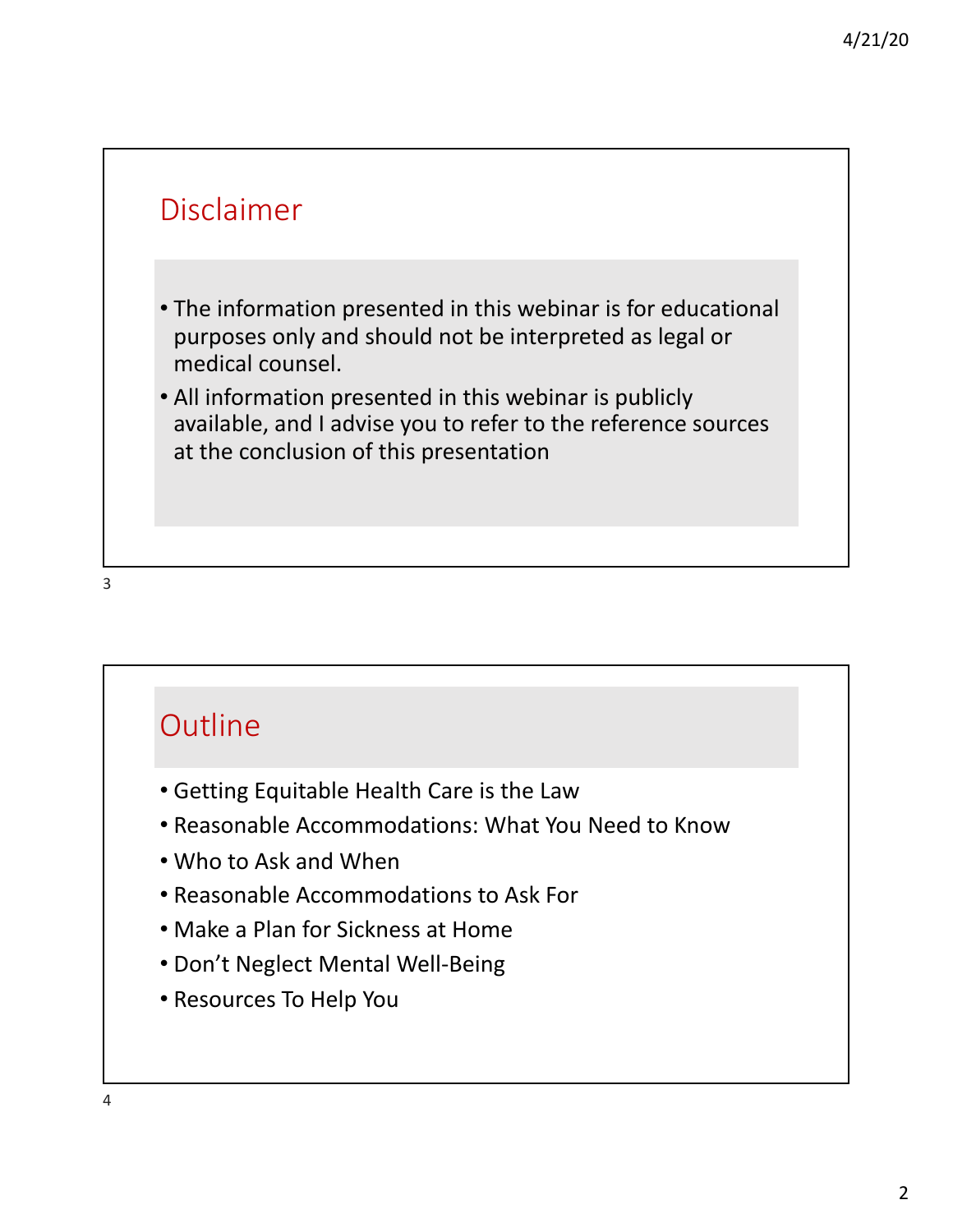## Disclaimer

- The information presented in this webinar is for educational purposes only and should not be interpreted as legal or medical counsel.
- All information presented in this webinar is publicly available, and I advise you to refer to the reference sources at the conclusion of this presentation

## Outline

- Getting Equitable Health Care is the Law
- Reasonable Accommodations: What You Need to Know
- Who to Ask and When
- Reasonable Accommodations to Ask For
- Make a Plan for Sickness at Home
- Don't Neglect Mental Well-Being
- Resources To Help You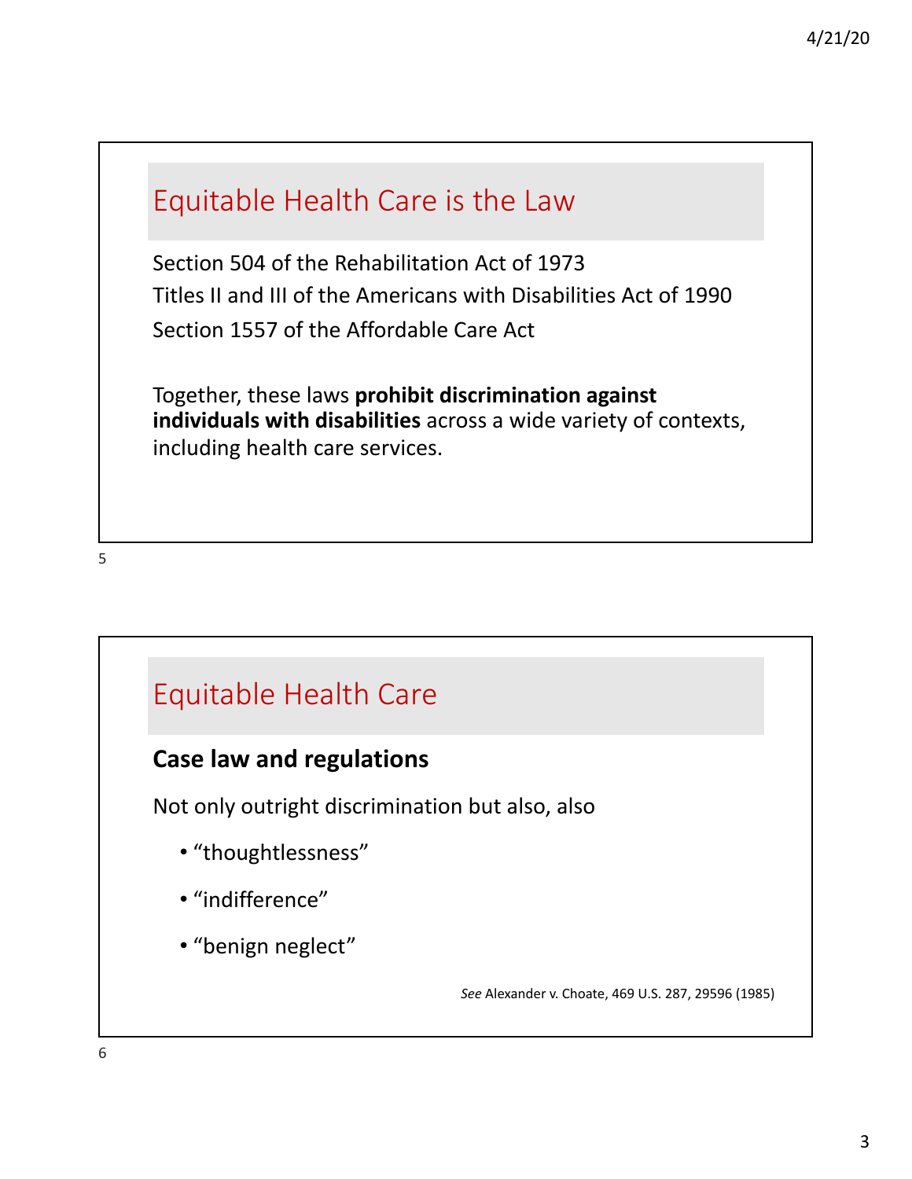## Equitable Health Care is the Law

Section 504 of the Rehabilitation Act of 1973
Titles II and III of the Americans with Disabilities Act of 1990
Section 1557 of the Affordable Care Act

Together, these laws **prohibit discrimination against individuals with disabilities** across a wide variety of contexts, including health care services.

## Equitable Health Care

**Case law and regulations**

Not only outright discrimination but also, also

- "thoughtlessness"
- "indifference"
- "benign neglect"

*See* Alexander v. Choate, 469 U.S. 287, 29596 (1985)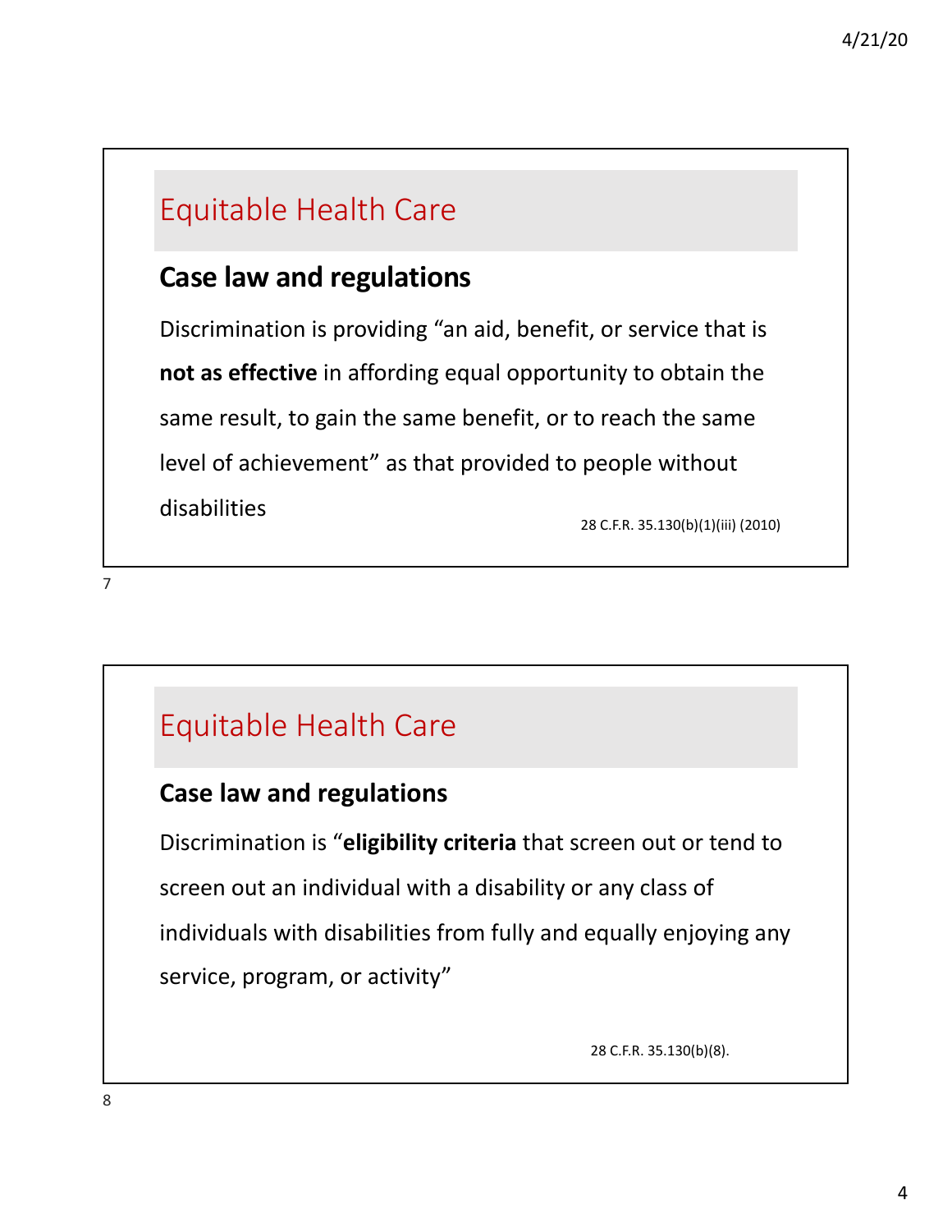## Equitable Health Care

### Case law and regulations

Discrimination is providing “an aid, benefit, or service that is **not as effective** in affording equal opportunity to obtain the same result, to gain the same benefit, or to reach the same level of achievement” as that provided to people without disabilities

28 C.F.R. 35.130(b)(1)(iii) (2010)

## Equitable Health Care

### Case law and regulations

Discrimination is “**eligibility criteria** that screen out or tend to screen out an individual with a disability or any class of individuals with disabilities from fully and equally enjoying any service, program, or activity”

28 C.F.R. 35.130(b)(8).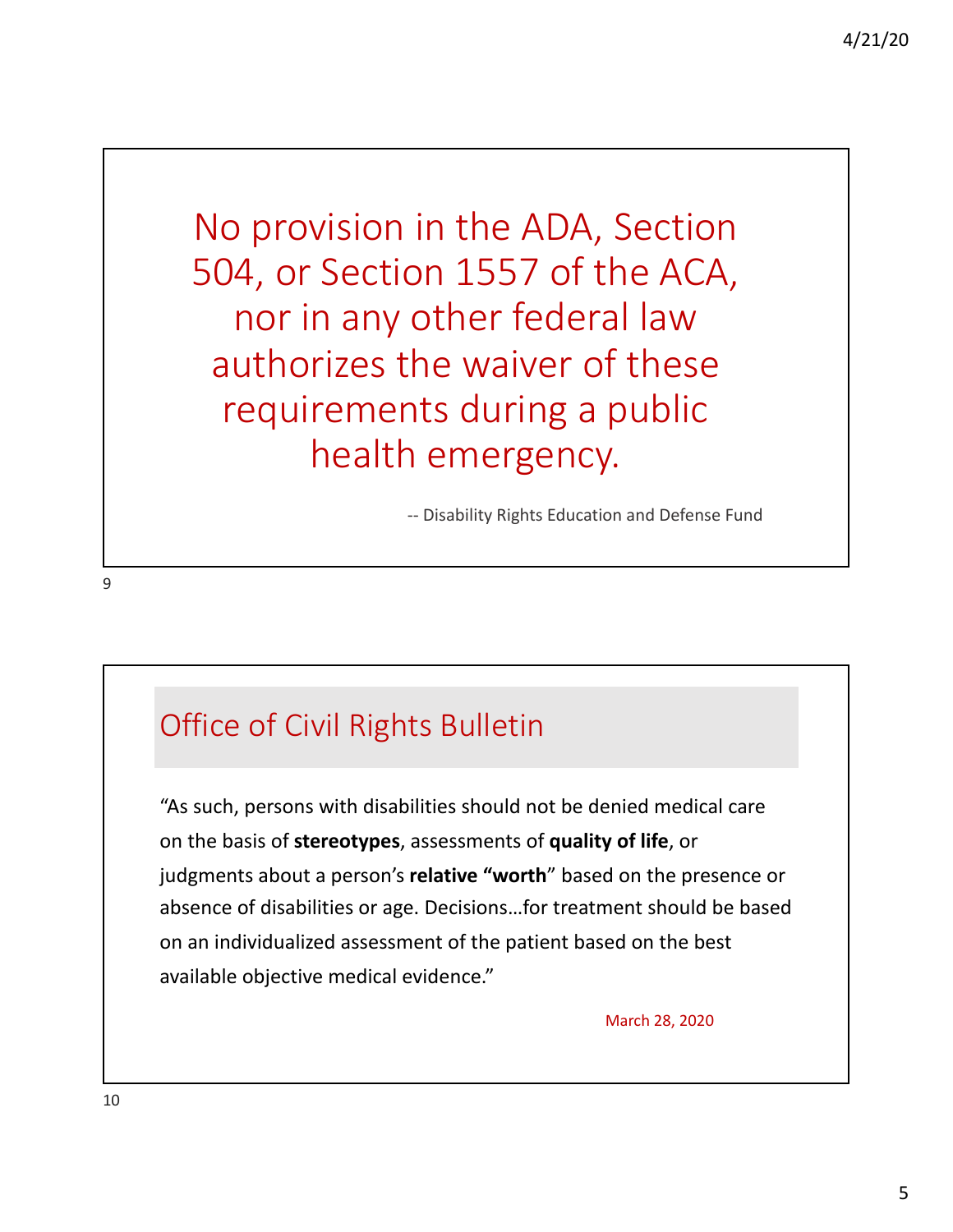No provision in the ADA, Section 504, or Section 1557 of the ACA, nor in any other federal law authorizes the waiver of these requirements during a public health emergency.

-- Disability Rights Education and Defense Fund

## Office of Civil Rights Bulletin

"As such, persons with disabilities should not be denied medical care on the basis of **stereotypes**, assessments of **quality of life**, or judgments about a person's **relative "worth**" based on the presence or absence of disabilities or age. Decisions…for treatment should be based on an individualized assessment of the patient based on the best available objective medical evidence."

March 28, 2020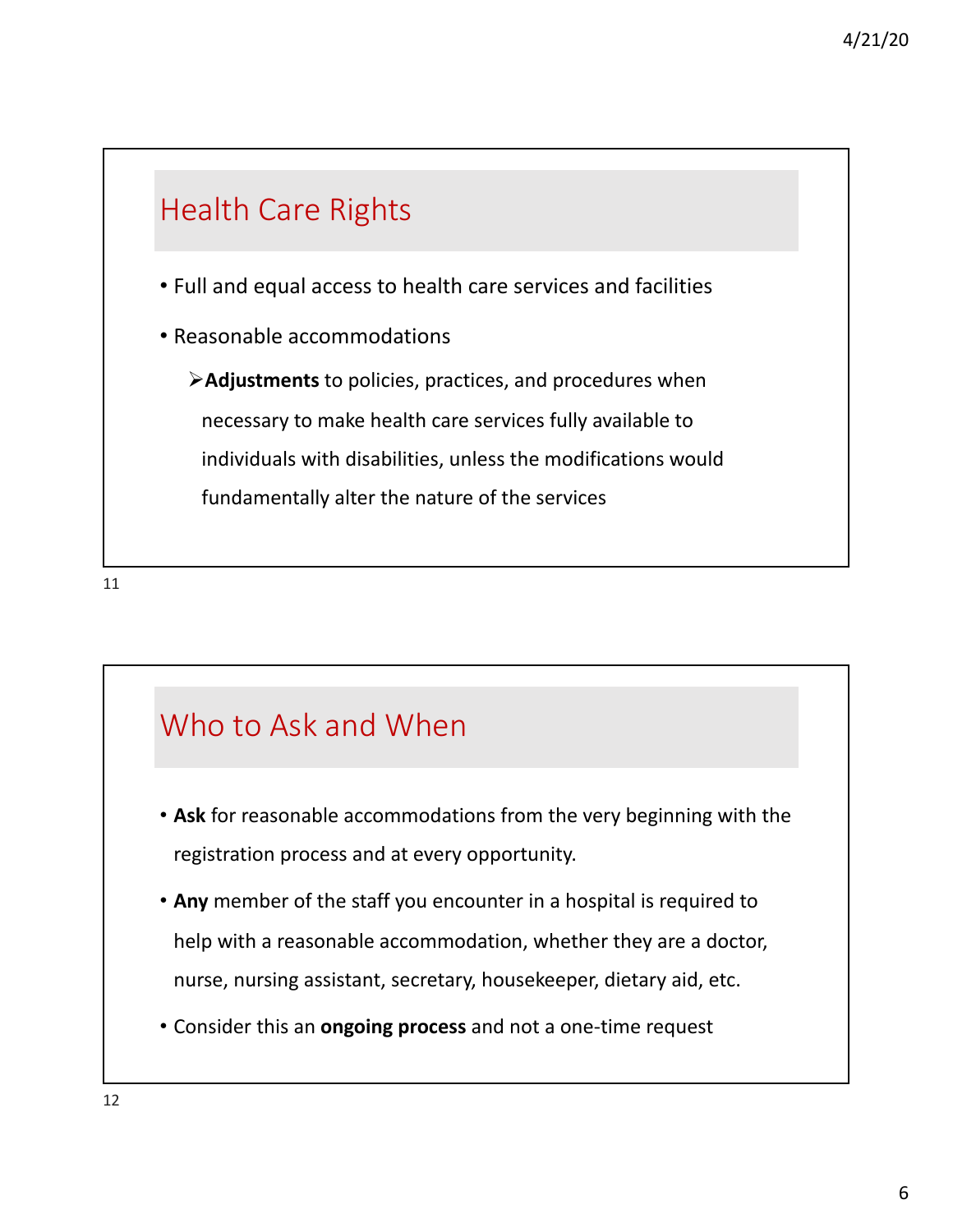## Health Care Rights

- Full and equal access to health care services and facilities
- Reasonable accommodations
  - **Adjustments** to policies, practices, and procedures when necessary to make health care services fully available to individuals with disabilities, unless the modifications would fundamentally alter the nature of the services

## Who to Ask and When

- **Ask** for reasonable accommodations from the very beginning with the registration process and at every opportunity.
- **Any** member of the staff you encounter in a hospital is required to help with a reasonable accommodation, whether they are a doctor, nurse, nursing assistant, secretary, housekeeper, dietary aid, etc.
- Consider this an **ongoing process** and not a one-time request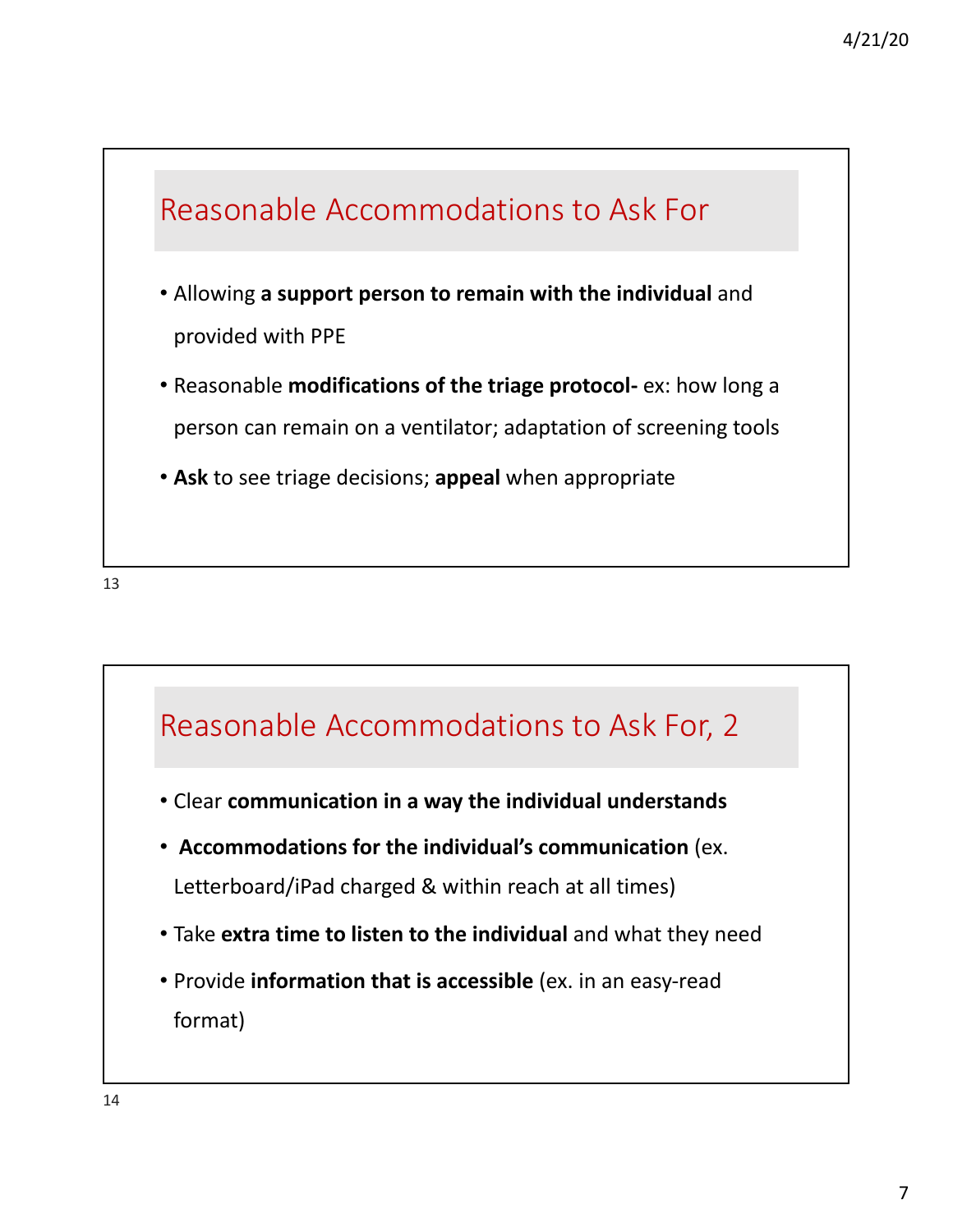## Reasonable Accommodations to Ask For

- Allowing **a support person to remain with the individual** and provided with PPE
- Reasonable **modifications of the triage protocol-** ex: how long a person can remain on a ventilator; adaptation of screening tools
- **Ask** to see triage decisions; **appeal** when appropriate

## Reasonable Accommodations to Ask For, 2

- Clear **communication in a way the individual understands**
- **Accommodations for the individual's communication** (ex. Letterboard/iPad charged & within reach at all times)
- Take **extra time to listen to the individual** and what they need
- Provide **information that is accessible** (ex. in an easy-read format)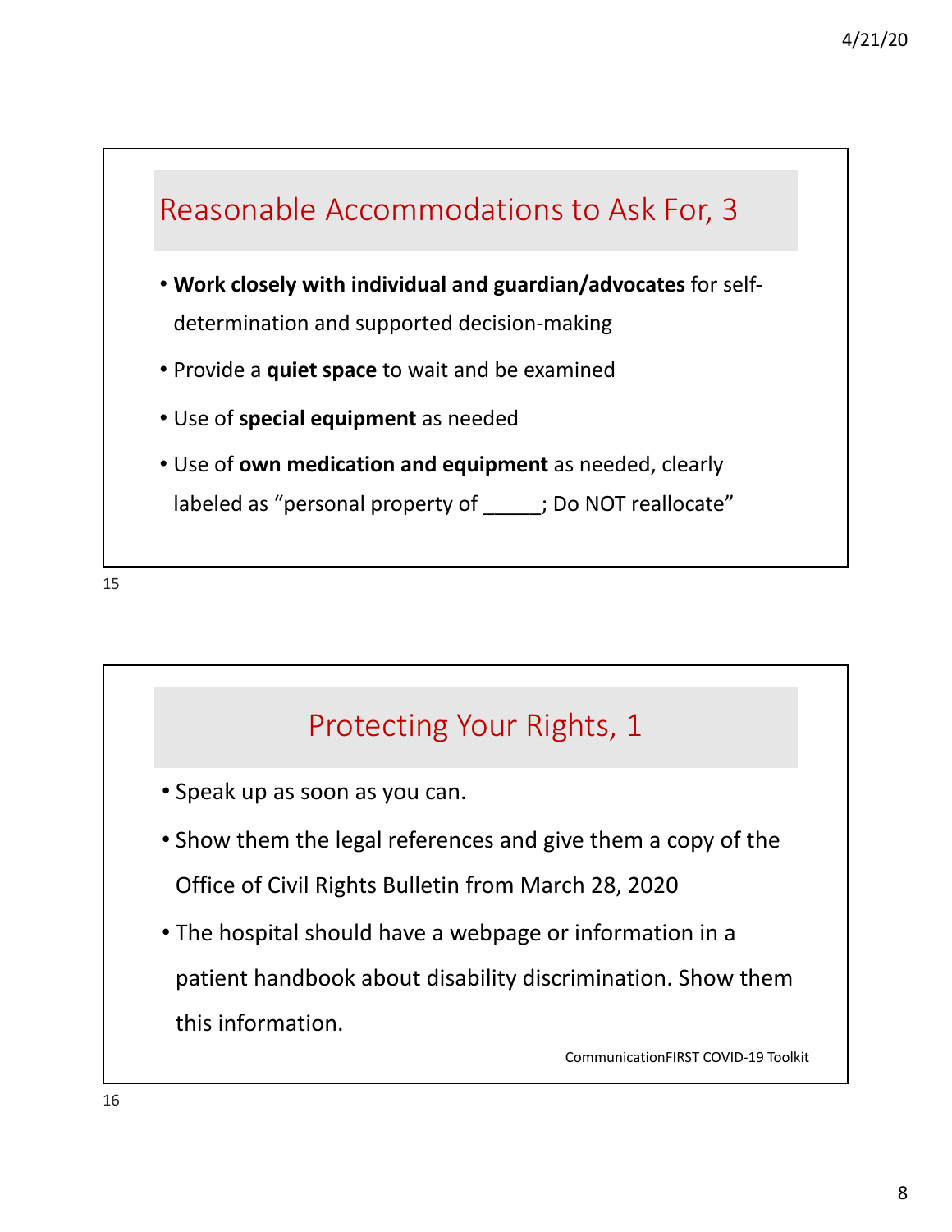## Reasonable Accommodations to Ask For, 3

- **Work closely with individual and guardian/advocates** for self-determination and supported decision-making
- Provide a **quiet space** to wait and be examined
- Use of **special equipment** as needed
- Use of **own medication and equipment** as needed, clearly labeled as "personal property of _____; Do NOT reallocate"

## Protecting Your Rights, 1

- Speak up as soon as you can.
- Show them the legal references and give them a copy of the Office of Civil Rights Bulletin from March 28, 2020
- The hospital should have a webpage or information in a patient handbook about disability discrimination. Show them this information.

CommunicationFIRST COVID-19 Toolkit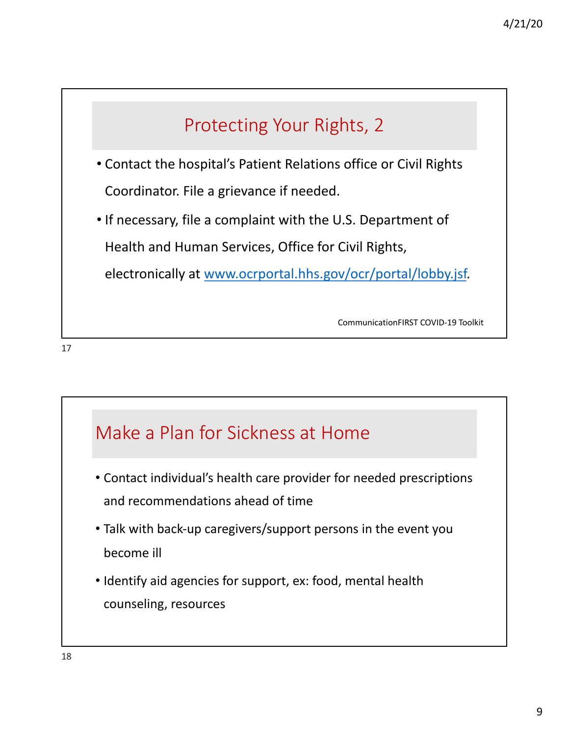## Protecting Your Rights, 2

- Contact the hospital's Patient Relations office or Civil Rights Coordinator. File a grievance if needed.
- If necessary, file a complaint with the U.S. Department of Health and Human Services, Office for Civil Rights, electronically at [www.ocrportal.hhs.gov/ocr/portal/lobby.jsf](www.ocrportal.hhs.gov/ocr/portal/lobby.jsf).

CommunicationFIRST COVID-19 Toolkit

## Make a Plan for Sickness at Home

- Contact individual's health care provider for needed prescriptions and recommendations ahead of time
- Talk with back-up caregivers/support persons in the event you become ill
- Identify aid agencies for support, ex: food, mental health counseling, resources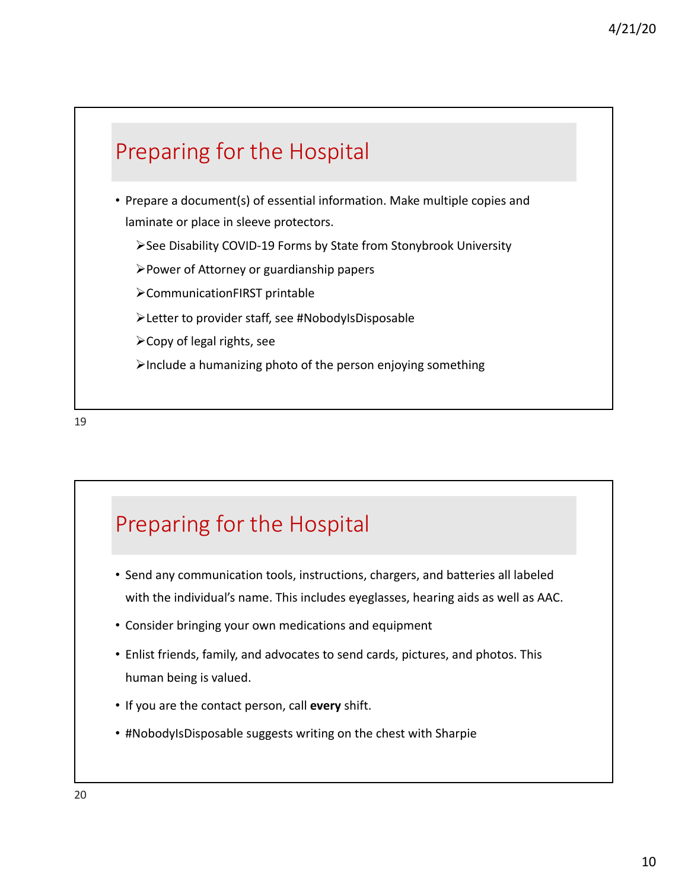## Preparing for the Hospital

- Prepare a document(s) of essential information. Make multiple copies and laminate or place in sleeve protectors.
  - See Disability COVID-19 Forms by State from Stonybrook University
  - Power of Attorney or guardianship papers
  - CommunicationFIRST printable
  - Letter to provider staff, see #NobodyIsDisposable
  - Copy of legal rights, see
  - Include a humanizing photo of the person enjoying something

## Preparing for the Hospital

- Send any communication tools, instructions, chargers, and batteries all labeled with the individual's name. This includes eyeglasses, hearing aids as well as AAC.
- Consider bringing your own medications and equipment
- Enlist friends, family, and advocates to send cards, pictures, and photos. This human being is valued.
- If you are the contact person, call **every** shift.
- #NobodyIsDisposable suggests writing on the chest with Sharpie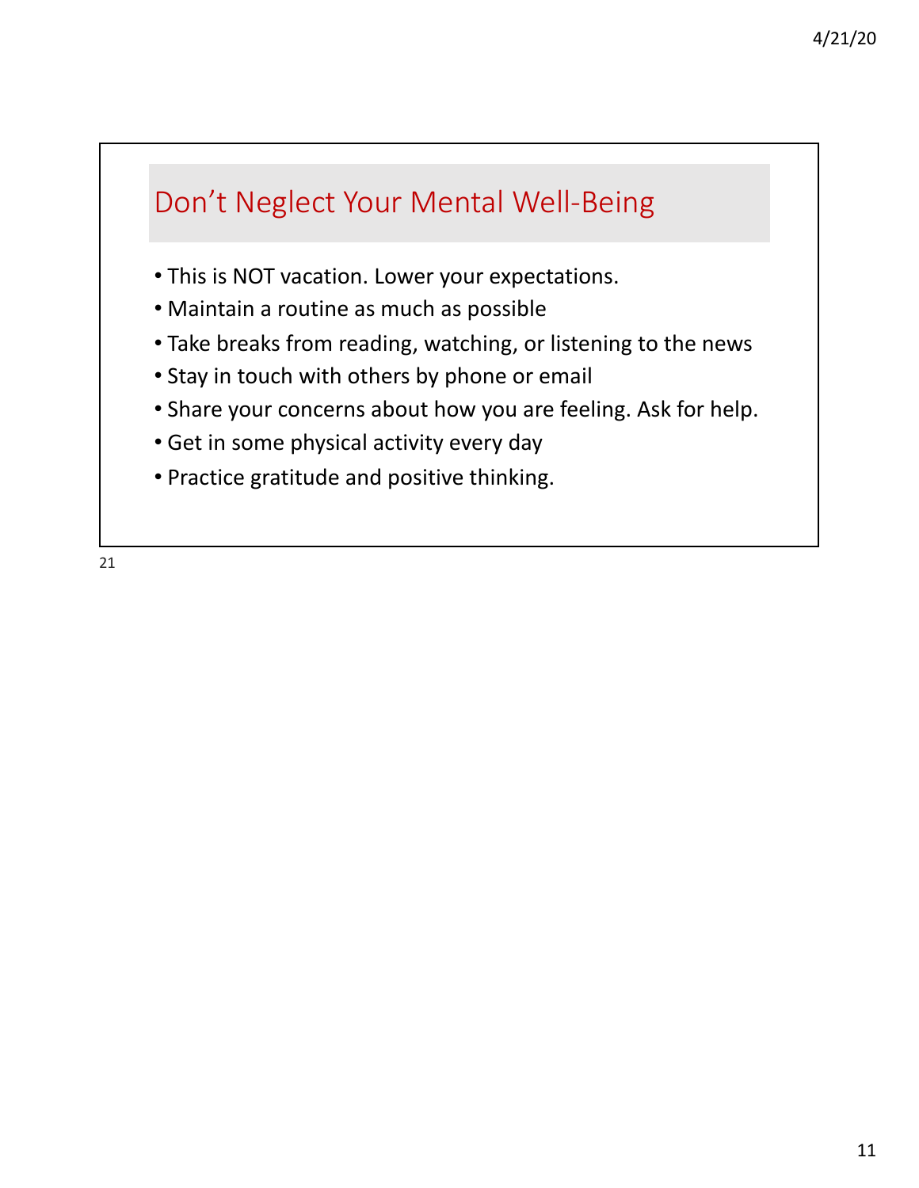## Don't Neglect Your Mental Well-Being

- This is NOT vacation. Lower your expectations.
- Maintain a routine as much as possible
- Take breaks from reading, watching, or listening to the news
- Stay in touch with others by phone or email
- Share your concerns about how you are feeling. Ask for help.
- Get in some physical activity every day
- Practice gratitude and positive thinking.